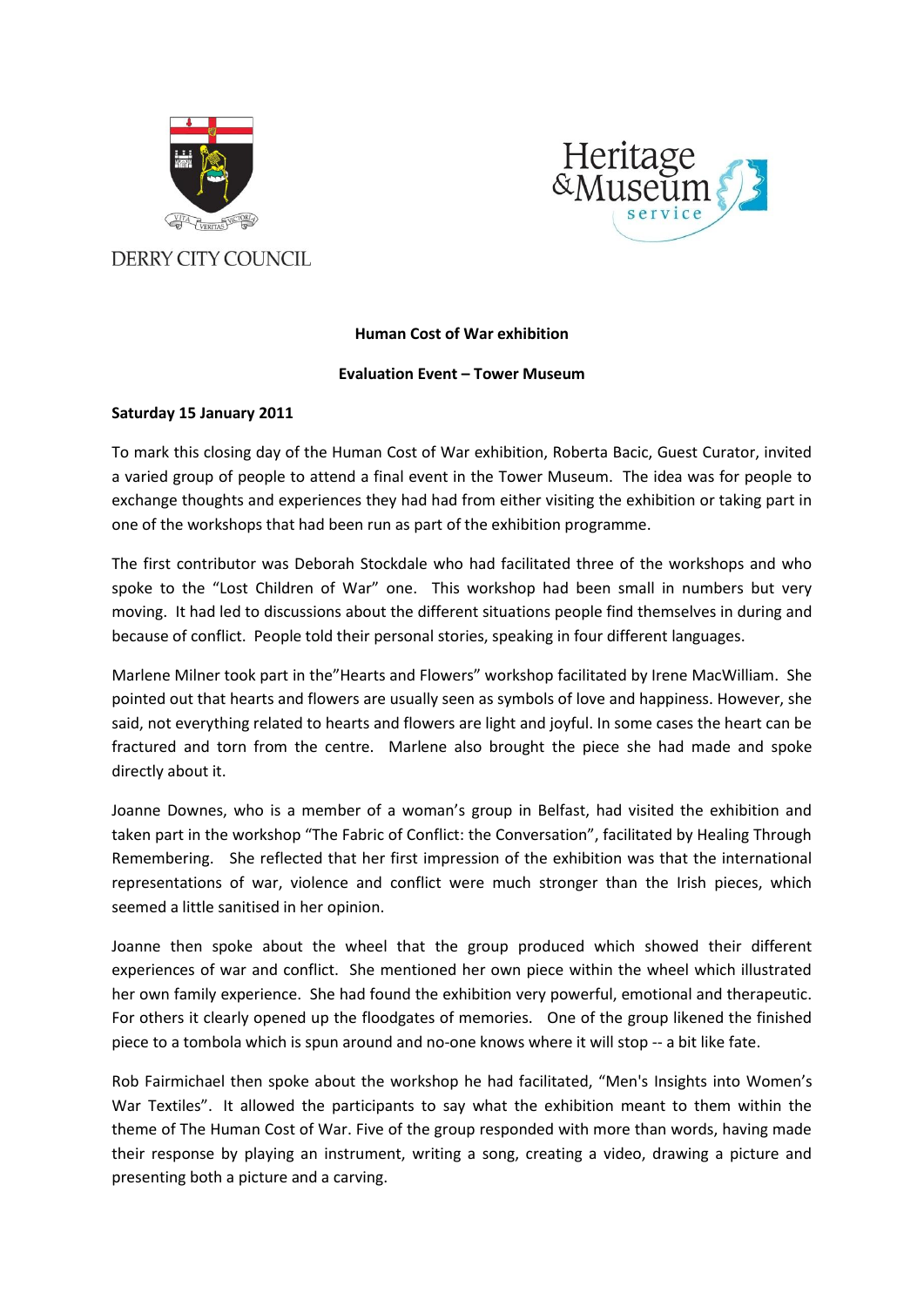DERRY CITY COUNCIL

Heritage & Museum service

**Human Cost of War exhibition**

**Evaluation Event – Tower Museum**

**Saturday 15 January 2011**

To mark this closing day of the Human Cost of War exhibition, Roberta Bacic, Guest Curator, invited a varied group of people to attend a final event in the Tower Museum. The idea was for people to exchange thoughts and experiences they had had from either visiting the exhibition or taking part in one of the workshops that had been run as part of the exhibition programme.

The first contributor was Deborah Stockdale who had facilitated three of the workshops and who spoke to the "Lost Children of War" one. This workshop had been small in numbers but very moving. It had led to discussions about the different situations people find themselves in during and because of conflict. People told their personal stories, speaking in four different languages.

Marlene Milner took part in the"Hearts and Flowers" workshop facilitated by Irene MacWilliam. She pointed out that hearts and flowers are usually seen as symbols of love and happiness. However, she said, not everything related to hearts and flowers are light and joyful. In some cases the heart can be fractured and torn from the centre. Marlene also brought the piece she had made and spoke directly about it.

Joanne Downes, who is a member of a woman's group in Belfast, had visited the exhibition and taken part in the workshop "The Fabric of Conflict: the Conversation", facilitated by Healing Through Remembering. She reflected that her first impression of the exhibition was that the international representations of war, violence and conflict were much stronger than the Irish pieces, which seemed a little sanitised in her opinion.

Joanne then spoke about the wheel that the group produced which showed their different experiences of war and conflict. She mentioned her own piece within the wheel which illustrated her own family experience. She had found the exhibition very powerful, emotional and therapeutic. For others it clearly opened up the floodgates of memories. One of the group likened the finished piece to a tombola which is spun around and no-one knows where it will stop -- a bit like fate.

Rob Fairmichael then spoke about the workshop he had facilitated, "Men's Insights into Women's War Textiles". It allowed the participants to say what the exhibition meant to them within the theme of The Human Cost of War. Five of the group responded with more than words, having made their response by playing an instrument, writing a song, creating a video, drawing a picture and presenting both a picture and a carving.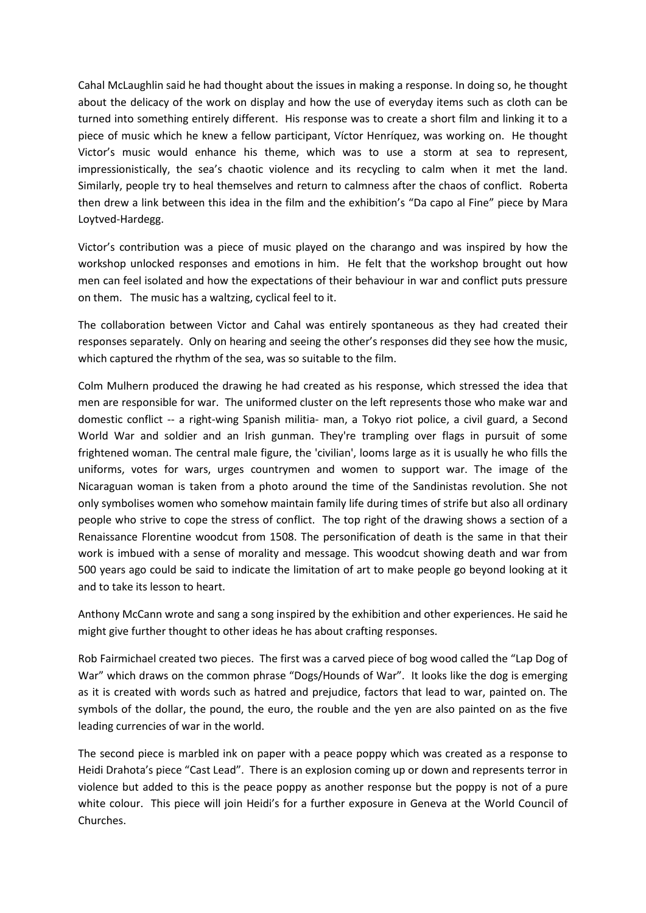Cahal McLaughlin said he had thought about the issues in making a response. In doing so, he thought about the delicacy of the work on display and how the use of everyday items such as cloth can be turned into something entirely different. His response was to create a short film and linking it to a piece of music which he knew a fellow participant, Víctor Henríquez, was working on. He thought Victor's music would enhance his theme, which was to use a storm at sea to represent, impressionistically, the sea's chaotic violence and its recycling to calm when it met the land. Similarly, people try to heal themselves and return to calmness after the chaos of conflict. Roberta then drew a link between this idea in the film and the exhibition's "Da capo al Fine" piece by Mara Loytved-Hardegg.

Victor's contribution was a piece of music played on the charango and was inspired by how the workshop unlocked responses and emotions in him. He felt that the workshop brought out how men can feel isolated and how the expectations of their behaviour in war and conflict puts pressure on them. The music has a waltzing, cyclical feel to it.

The collaboration between Victor and Cahal was entirely spontaneous as they had created their responses separately. Only on hearing and seeing the other's responses did they see how the music, which captured the rhythm of the sea, was so suitable to the film.

Colm Mulhern produced the drawing he had created as his response, which stressed the idea that men are responsible for war. The uniformed cluster on the left represents those who make war and domestic conflict -- a right-wing Spanish militia- man, a Tokyo riot police, a civil guard, a Second World War and soldier and an Irish gunman. They're trampling over flags in pursuit of some frightened woman. The central male figure, the 'civilian', looms large as it is usually he who fills the uniforms, votes for wars, urges countrymen and women to support war. The image of the Nicaraguan woman is taken from a photo around the time of the Sandinistas revolution. She not only symbolises women who somehow maintain family life during times of strife but also all ordinary people who strive to cope the stress of conflict. The top right of the drawing shows a section of a Renaissance Florentine woodcut from 1508. The personification of death is the same in that their work is imbued with a sense of morality and message. This woodcut showing death and war from 500 years ago could be said to indicate the limitation of art to make people go beyond looking at it and to take its lesson to heart.

Anthony McCann wrote and sang a song inspired by the exhibition and other experiences. He said he might give further thought to other ideas he has about crafting responses.

Rob Fairmichael created two pieces. The first was a carved piece of bog wood called the "Lap Dog of War" which draws on the common phrase "Dogs/Hounds of War". It looks like the dog is emerging as it is created with words such as hatred and prejudice, factors that lead to war, painted on. The symbols of the dollar, the pound, the euro, the rouble and the yen are also painted on as the five leading currencies of war in the world.

The second piece is marbled ink on paper with a peace poppy which was created as a response to Heidi Drahota's piece "Cast Lead". There is an explosion coming up or down and represents terror in violence but added to this is the peace poppy as another response but the poppy is not of a pure white colour. This piece will join Heidi's for a further exposure in Geneva at the World Council of Churches.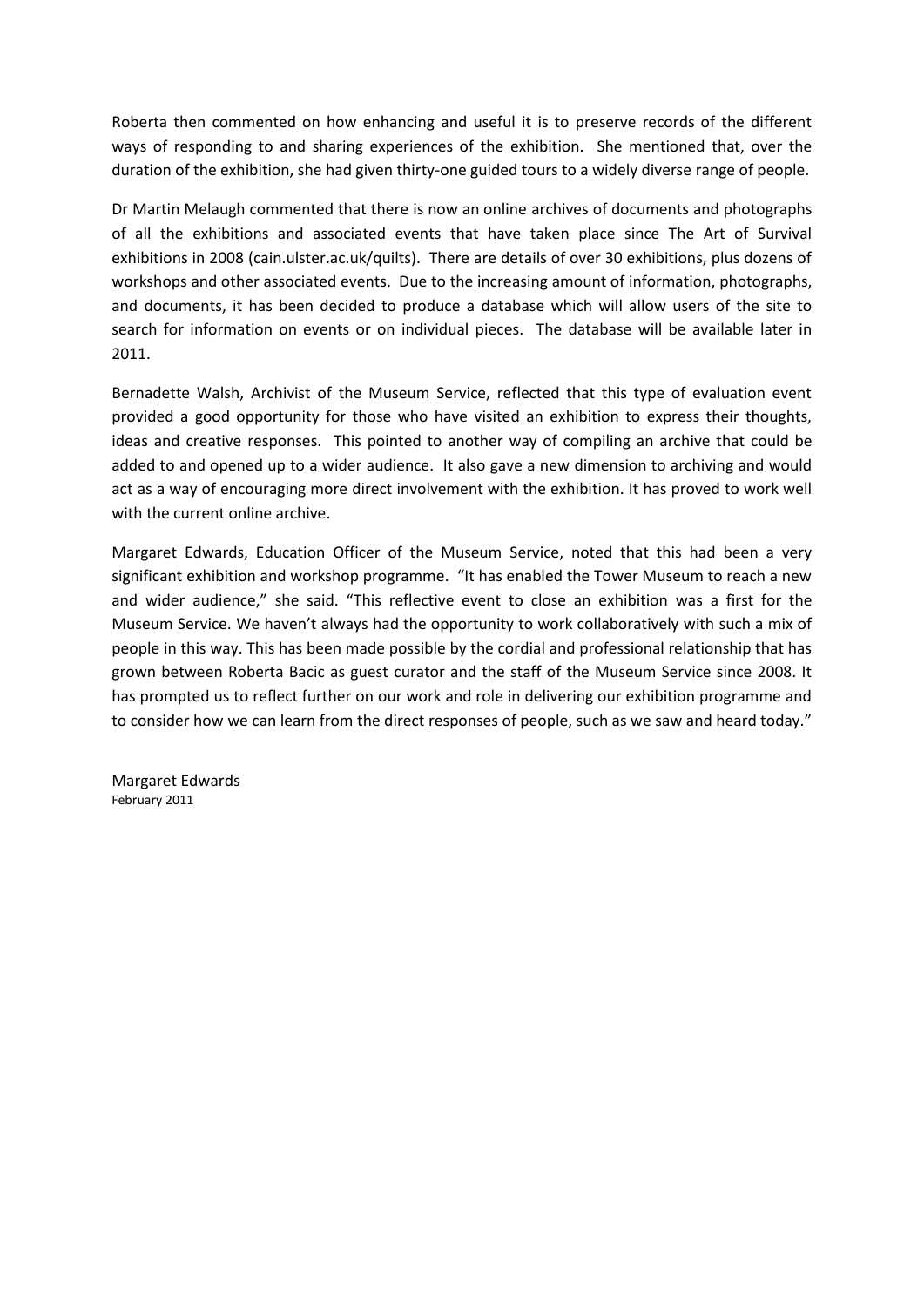Roberta then commented on how enhancing and useful it is to preserve records of the different ways of responding to and sharing experiences of the exhibition. She mentioned that, over the duration of the exhibition, she had given thirty-one guided tours to a widely diverse range of people.

Dr Martin Melaugh commented that there is now an online archives of documents and photographs of all the exhibitions and associated events that have taken place since The Art of Survival exhibitions in 2008 (cain.ulster.ac.uk/quilts). There are details of over 30 exhibitions, plus dozens of workshops and other associated events. Due to the increasing amount of information, photographs, and documents, it has been decided to produce a database which will allow users of the site to search for information on events or on individual pieces. The database will be available later in 2011.

Bernadette Walsh, Archivist of the Museum Service, reflected that this type of evaluation event provided a good opportunity for those who have visited an exhibition to express their thoughts, ideas and creative responses. This pointed to another way of compiling an archive that could be added to and opened up to a wider audience. It also gave a new dimension to archiving and would act as a way of encouraging more direct involvement with the exhibition. It has proved to work well with the current online archive.

Margaret Edwards, Education Officer of the Museum Service, noted that this had been a very significant exhibition and workshop programme. "It has enabled the Tower Museum to reach a new and wider audience," she said. "This reflective event to close an exhibition was a first for the Museum Service. We haven't always had the opportunity to work collaboratively with such a mix of people in this way. This has been made possible by the cordial and professional relationship that has grown between Roberta Bacic as guest curator and the staff of the Museum Service since 2008. It has prompted us to reflect further on our work and role in delivering our exhibition programme and to consider how we can learn from the direct responses of people, such as we saw and heard today."

Margaret Edwards
February 2011